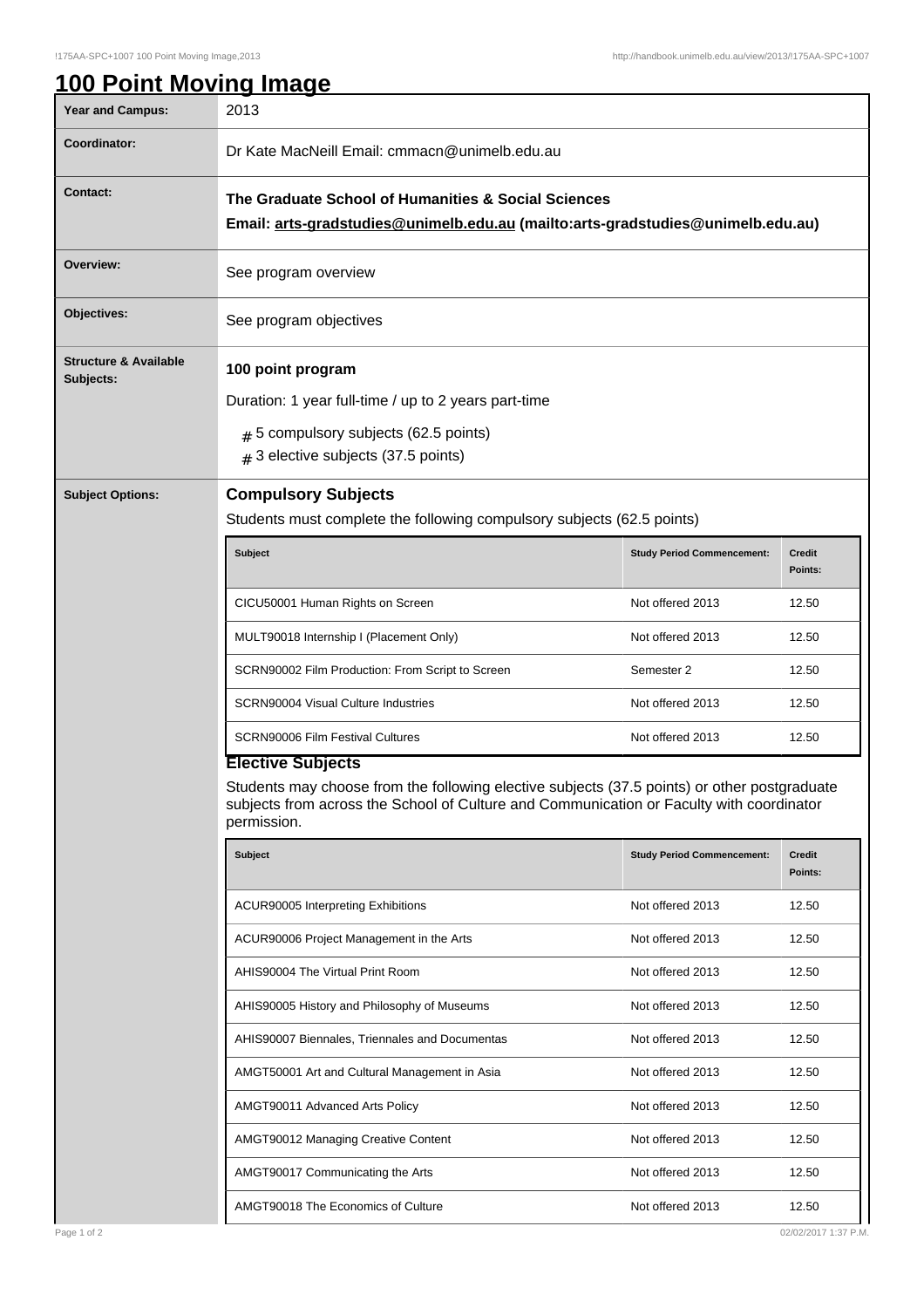# 100 Point Moving Image

| Year and Campus: | 2013 |
| --- | --- |
| Coordinator: | Dr Kate MacNeill Email: cmmacn@unimelb.edu.au |
| Contact: | **The Graduate School of Humanities & Social Sciences**<br>**Email: arts-gradstudies@unimelb.edu.au (mailto:arts-gradstudies@unimelb.edu.au)** |
| Overview: | See program overview |
| Objectives: | See program objectives |
| Structure & Available Subjects: | **100 point program**<br>Duration: 1 year full-time / up to 2 years part-time<br># 5 compulsory subjects (62.5 points)<br># 3 elective subjects (37.5 points) |

**Subject Options:**

### Compulsory Subjects

Students must complete the following compulsory subjects (62.5 points)

| Subject | Study Period Commencement: | Credit Points: |
| --- | --- | --- |
| CICU50001 Human Rights on Screen | Not offered 2013 | 12.50 |
| MULT90018 Internship I (Placement Only) | Not offered 2013 | 12.50 |
| SCRN90002 Film Production: From Script to Screen | Semester 2 | 12.50 |
| SCRN90004 Visual Culture Industries | Not offered 2013 | 12.50 |
| SCRN90006 Film Festival Cultures | Not offered 2013 | 12.50 |

### Elective Subjects

Students may choose from the following elective subjects (37.5 points) or other postgraduate subjects from across the School of Culture and Communication or Faculty with coordinator permission.

| Subject | Study Period Commencement: | Credit Points: |
| --- | --- | --- |
| ACUR90005 Interpreting Exhibitions | Not offered 2013 | 12.50 |
| ACUR90006 Project Management in the Arts | Not offered 2013 | 12.50 |
| AHIS90004 The Virtual Print Room | Not offered 2013 | 12.50 |
| AHIS90005 History and Philosophy of Museums | Not offered 2013 | 12.50 |
| AHIS90007 Biennales, Triennales and Documentas | Not offered 2013 | 12.50 |
| AMGT50001 Art and Cultural Management in Asia | Not offered 2013 | 12.50 |
| AMGT90011 Advanced Arts Policy | Not offered 2013 | 12.50 |
| AMGT90012 Managing Creative Content | Not offered 2013 | 12.50 |
| AMGT90017 Communicating the Arts | Not offered 2013 | 12.50 |
| AMGT90018 The Economics of Culture | Not offered 2013 | 12.50 |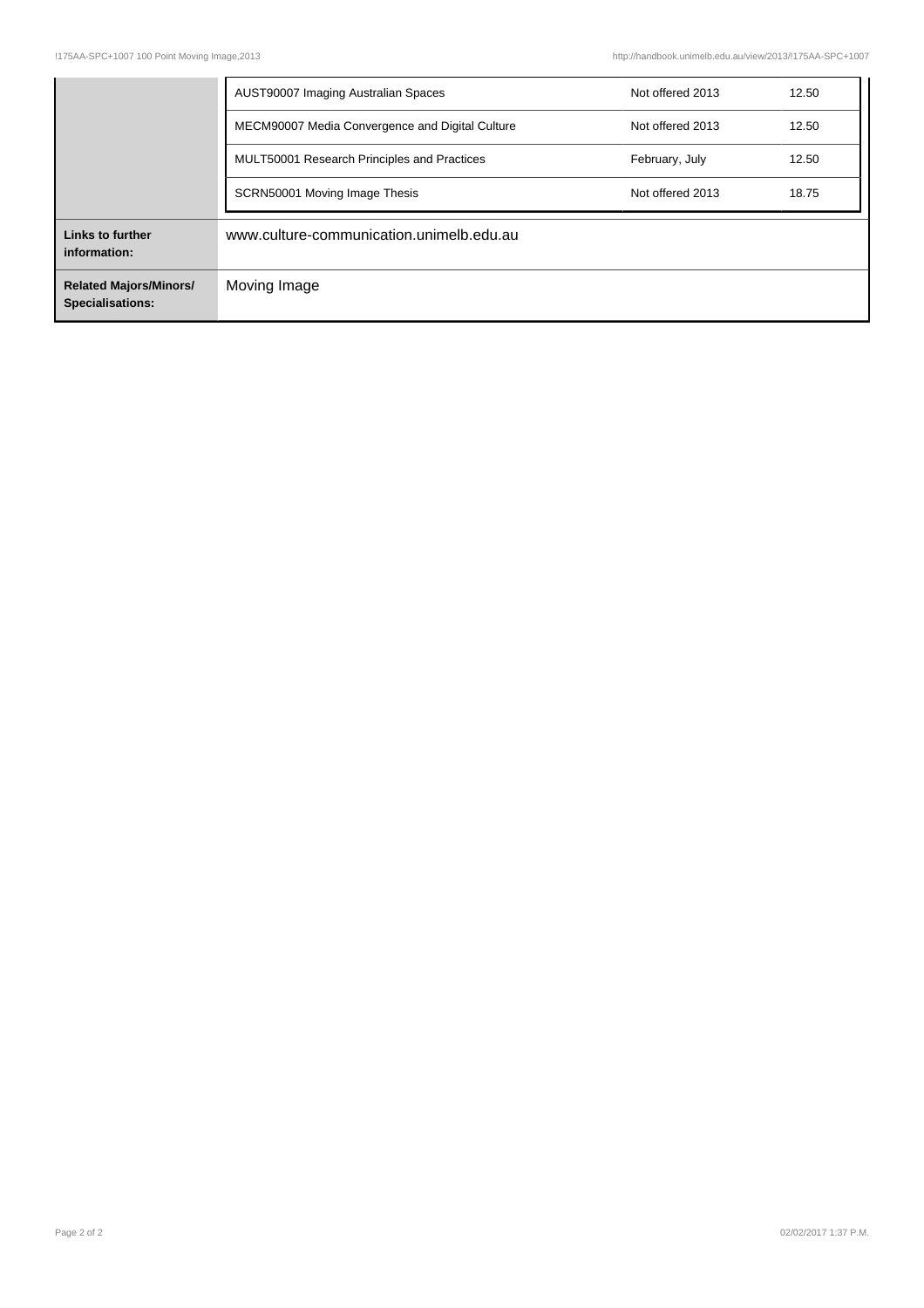| | | | |
|---|---|---|---|
| | AUST90007 Imaging Australian Spaces | Not offered 2013 | 12.50 |
| | MECM90007 Media Convergence and Digital Culture | Not offered 2013 | 12.50 |
| | MULT50001 Research Principles and Practices | February, July | 12.50 |
| | SCRN50001 Moving Image Thesis | Not offered 2013 | 18.75 |
| **Links to further information:** | www.culture-communication.unimelb.edu.au | | |
| **Related Majors/Minors/ Specialisations:** | Moving Image | | |